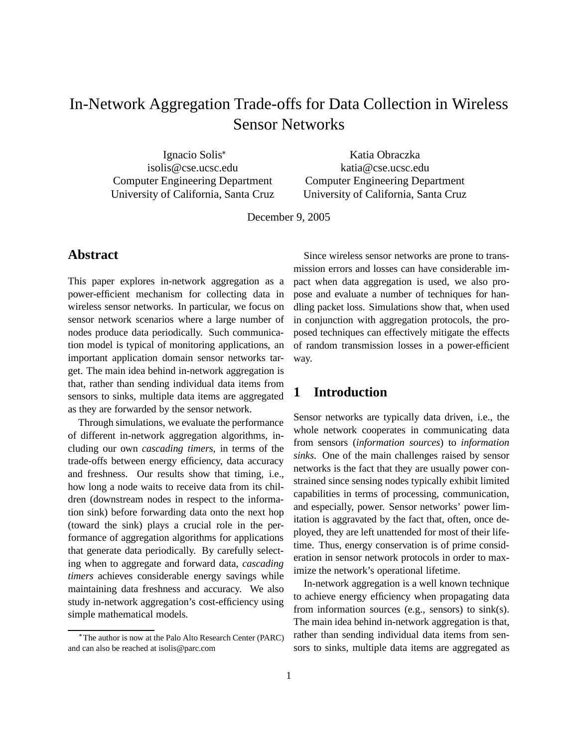# In-Network Aggregation Trade-offs for Data Collection in Wireless Sensor Networks

Ignacio Solis[*]
isolis@cse.ucsc.edu
Computer Engineering Department
University of California, Santa Cruz

Katia Obraczka
katia@cse.ucsc.edu
Computer Engineering Department
University of California, Santa Cruz

December 9, 2005

## Abstract

This paper explores in-network aggregation as a power-efficient mechanism for collecting data in wireless sensor networks. In particular, we focus on sensor network scenarios where a large number of nodes produce data periodically. Such communication model is typical of monitoring applications, an important application domain sensor networks target. The main idea behind in-network aggregation is that, rather than sending individual data items from sensors to sinks, multiple data items are aggregated as they are forwarded by the sensor network.

Through simulations, we evaluate the performance of different in-network aggregation algorithms, including our own *cascading timers*, in terms of the trade-offs between energy efficiency, data accuracy and freshness. Our results show that timing, i.e., how long a node waits to receive data from its children (downstream nodes in respect to the information sink) before forwarding data onto the next hop (toward the sink) plays a crucial role in the performance of aggregation algorithms for applications that generate data periodically. By carefully selecting when to aggregate and forward data, *cascading timers* achieves considerable energy savings while maintaining data freshness and accuracy. We also study in-network aggregation's cost-efficiency using simple mathematical models.

Since wireless sensor networks are prone to transmission errors and losses can have considerable impact when data aggregation is used, we also propose and evaluate a number of techniques for handling packet loss. Simulations show that, when used in conjunction with aggregation protocols, the proposed techniques can effectively mitigate the effects of random transmission losses in a power-efficient way.

## 1 Introduction

Sensor networks are typically data driven, i.e., the whole network cooperates in communicating data from sensors (*information sources*) to *information sinks*. One of the main challenges raised by sensor networks is the fact that they are usually power constrained since sensing nodes typically exhibit limited capabilities in terms of processing, communication, and especially, power. Sensor networks' power limitation is aggravated by the fact that, often, once deployed, they are left unattended for most of their lifetime. Thus, energy conservation is of prime consideration in sensor network protocols in order to maximize the network's operational lifetime.

In-network aggregation is a well known technique to achieve energy efficiency when propagating data from information sources (e.g., sensors) to sink(s). The main idea behind in-network aggregation is that, rather than sending individual data items from sensors to sinks, multiple data items are aggregated as

[*] The author is now at the Palo Alto Research Center (PARC) and can also be reached at isolis@parc.com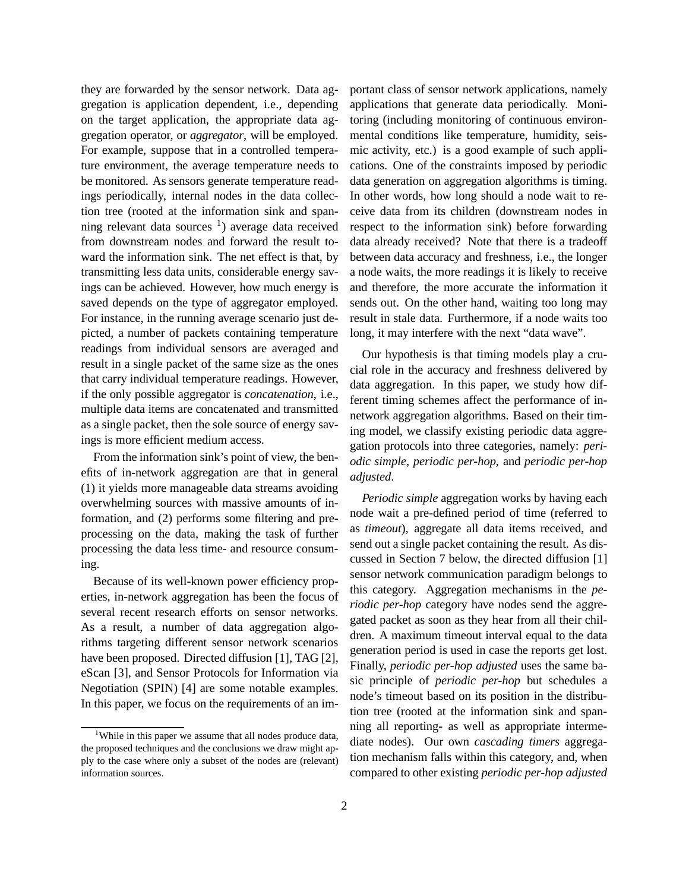they are forwarded by the sensor network. Data aggregation is application dependent, i.e., depending on the target application, the appropriate data aggregation operator, or *aggregator*, will be employed. For example, suppose that in a controlled temperature environment, the average temperature needs to be monitored. As sensors generate temperature readings periodically, internal nodes in the data collection tree (rooted at the information sink and spanning relevant data sources [1]) average data received from downstream nodes and forward the result toward the information sink. The net effect is that, by transmitting less data units, considerable energy savings can be achieved. However, how much energy is saved depends on the type of aggregator employed. For instance, in the running average scenario just depicted, a number of packets containing temperature readings from individual sensors are averaged and result in a single packet of the same size as the ones that carry individual temperature readings. However, if the only possible aggregator is *concatenation*, i.e., multiple data items are concatenated and transmitted as a single packet, then the sole source of energy savings is more efficient medium access.

From the information sink's point of view, the benefits of in-network aggregation are that in general (1) it yields more manageable data streams avoiding overwhelming sources with massive amounts of information, and (2) performs some filtering and preprocessing on the data, making the task of further processing the data less time- and resource consuming.

Because of its well-known power efficiency properties, in-network aggregation has been the focus of several recent research efforts on sensor networks. As a result, a number of data aggregation algorithms targeting different sensor network scenarios have been proposed. Directed diffusion [1], TAG [2], eScan [3], and Sensor Protocols for Information via Negotiation (SPIN) [4] are some notable examples. In this paper, we focus on the requirements of an important class of sensor network applications, namely applications that generate data periodically. Monitoring (including monitoring of continuous environmental conditions like temperature, humidity, seismic activity, etc.) is a good example of such applications. One of the constraints imposed by periodic data generation on aggregation algorithms is timing. In other words, how long should a node wait to receive data from its children (downstream nodes in respect to the information sink) before forwarding data already received? Note that there is a tradeoff between data accuracy and freshness, i.e., the longer a node waits, the more readings it is likely to receive and therefore, the more accurate the information it sends out. On the other hand, waiting too long may result in stale data. Furthermore, if a node waits too long, it may interfere with the next "data wave".

Our hypothesis is that timing models play a crucial role in the accuracy and freshness delivered by data aggregation. In this paper, we study how different timing schemes affect the performance of in-network aggregation algorithms. Based on their timing model, we classify existing periodic data aggregation protocols into three categories, namely: *periodic simple*, *periodic per-hop*, and *periodic per-hop adjusted*.

*Periodic simple* aggregation works by having each node wait a pre-defined period of time (referred to as *timeout*), aggregate all data items received, and send out a single packet containing the result. As discussed in Section 7 below, the directed diffusion [1] sensor network communication paradigm belongs to this category. Aggregation mechanisms in the *periodic per-hop* category have nodes send the aggregated packet as soon as they hear from all their children. A maximum timeout interval equal to the data generation period is used in case the reports get lost. Finally, *periodic per-hop adjusted* uses the same basic principle of *periodic per-hop* but schedules a node's timeout based on its position in the distribution tree (rooted at the information sink and spanning all reporting- as well as appropriate intermediate nodes). Our own *cascading timers* aggregation mechanism falls within this category, and, when compared to other existing *periodic per-hop adjusted*

[1] While in this paper we assume that all nodes produce data, the proposed techniques and the conclusions we draw might apply to the case where only a subset of the nodes are (relevant) information sources.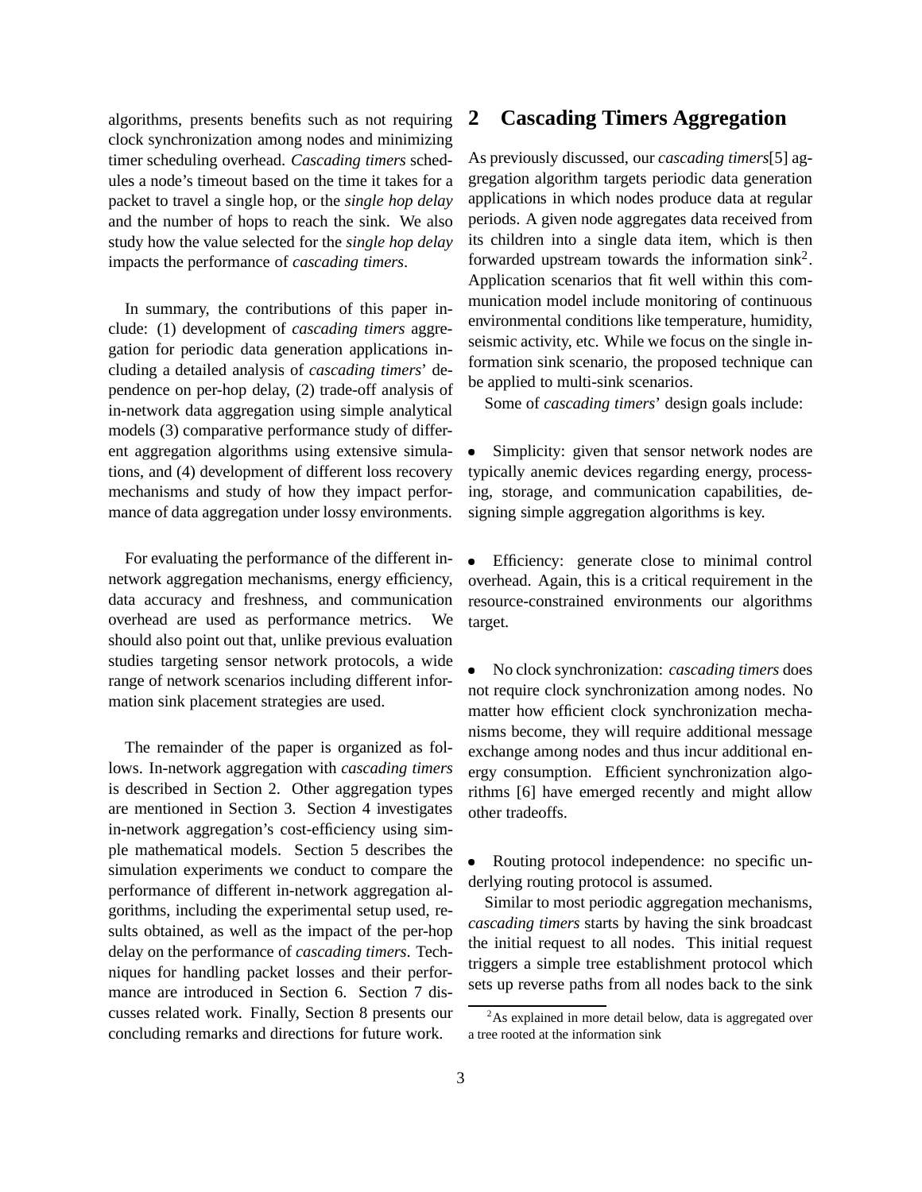algorithms, presents benefits such as not requiring clock synchronization among nodes and minimizing timer scheduling overhead. *Cascading timers* schedules a node's timeout based on the time it takes for a packet to travel a single hop, or the *single hop delay* and the number of hops to reach the sink. We also study how the value selected for the *single hop delay* impacts the performance of *cascading timers*.

In summary, the contributions of this paper include: (1) development of *cascading timers* aggregation for periodic data generation applications including a detailed analysis of *cascading timers*' dependence on per-hop delay, (2) trade-off analysis of in-network data aggregation using simple analytical models (3) comparative performance study of different aggregation algorithms using extensive simulations, and (4) development of different loss recovery mechanisms and study of how they impact performance of data aggregation under lossy environments.

For evaluating the performance of the different in-network aggregation mechanisms, energy efficiency, data accuracy and freshness, and communication overhead are used as performance metrics. We should also point out that, unlike previous evaluation studies targeting sensor network protocols, a wide range of network scenarios including different information sink placement strategies are used.

The remainder of the paper is organized as follows. In-network aggregation with *cascading timers* is described in Section 2. Other aggregation types are mentioned in Section 3. Section 4 investigates in-network aggregation's cost-efficiency using simple mathematical models. Section 5 describes the simulation experiments we conduct to compare the performance of different in-network aggregation algorithms, including the experimental setup used, results obtained, as well as the impact of the per-hop delay on the performance of *cascading timers*. Techniques for handling packet losses and their performance are introduced in Section 6. Section 7 discusses related work. Finally, Section 8 presents our concluding remarks and directions for future work.

## 2 Cascading Timers Aggregation

As previously discussed, our *cascading timers*[5] aggregation algorithm targets periodic data generation applications in which nodes produce data at regular periods. A given node aggregates data received from its children into a single data item, which is then forwarded upstream towards the information sink[2]. Application scenarios that fit well within this communication model include monitoring of continuous environmental conditions like temperature, humidity, seismic activity, etc. While we focus on the single information sink scenario, the proposed technique can be applied to multi-sink scenarios.

Some of *cascading timers*' design goals include:

- Simplicity: given that sensor network nodes are typically anemic devices regarding energy, processing, storage, and communication capabilities, designing simple aggregation algorithms is key.

- Efficiency: generate close to minimal control overhead. Again, this is a critical requirement in the resource-constrained environments our algorithms target.

- No clock synchronization: *cascading timers* does not require clock synchronization among nodes. No matter how efficient clock synchronization mechanisms become, they will require additional message exchange among nodes and thus incur additional energy consumption. Efficient synchronization algorithms [6] have emerged recently and might allow other tradeoffs.

- Routing protocol independence: no specific underlying routing protocol is assumed.

Similar to most periodic aggregation mechanisms, *cascading timers* starts by having the sink broadcast the initial request to all nodes. This initial request triggers a simple tree establishment protocol which sets up reverse paths from all nodes back to the sink

[2] As explained in more detail below, data is aggregated over a tree rooted at the information sink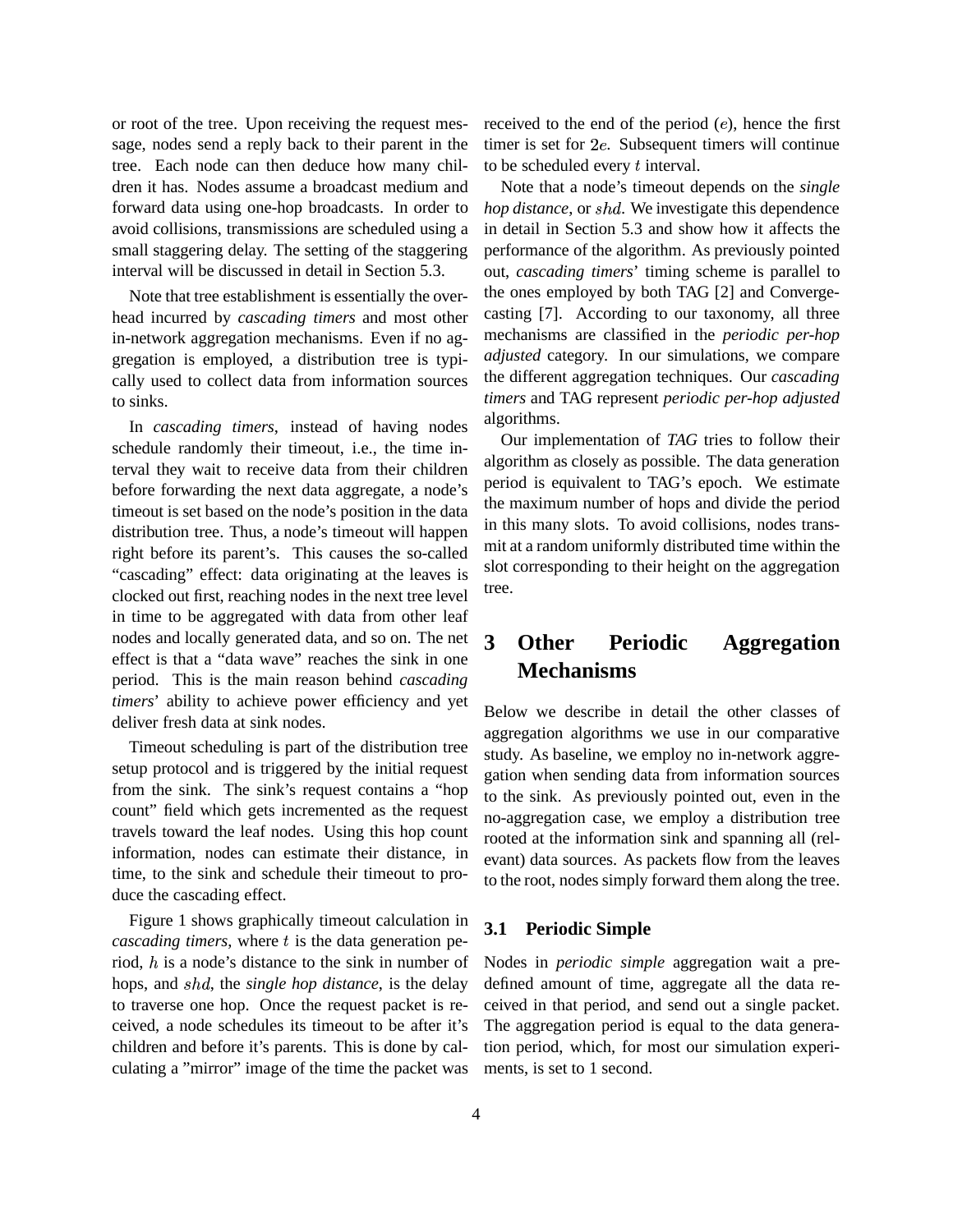or root of the tree. Upon receiving the request message, nodes send a reply back to their parent in the tree. Each node can then deduce how many children it has. Nodes assume a broadcast medium and forward data using one-hop broadcasts. In order to avoid collisions, transmissions are scheduled using a small staggering delay. The setting of the staggering interval will be discussed in detail in Section 5.3.

Note that tree establishment is essentially the overhead incurred by *cascading timers* and most other in-network aggregation mechanisms. Even if no aggregation is employed, a distribution tree is typically used to collect data from information sources to sinks.

In *cascading timers*, instead of having nodes schedule randomly their timeout, i.e., the time interval they wait to receive data from their children before forwarding the next data aggregate, a node's timeout is set based on the node's position in the data distribution tree. Thus, a node's timeout will happen right before its parent's. This causes the so-called "cascading" effect: data originating at the leaves is clocked out first, reaching nodes in the next tree level in time to be aggregated with data from other leaf nodes and locally generated data, and so on. The net effect is that a "data wave" reaches the sink in one period. This is the main reason behind *cascading timers*' ability to achieve power efficiency and yet deliver fresh data at sink nodes.

Timeout scheduling is part of the distribution tree setup protocol and is triggered by the initial request from the sink. The sink's request contains a "hop count" field which gets incremented as the request travels toward the leaf nodes. Using this hop count information, nodes can estimate their distance, in time, to the sink and schedule their timeout to produce the cascading effect.

Figure 1 shows graphically timeout calculation in *cascading timers*, where $t$ is the data generation period, $h$ is a node's distance to the sink in number of hops, and $shd$, the *single hop distance*, is the delay to traverse one hop. Once the request packet is received, a node schedules its timeout to be after it's children and before it's parents. This is done by calculating a "mirror" image of the time the packet was received to the end of the period ($e$), hence the first timer is set for $2e$. Subsequent timers will continue to be scheduled every $t$ interval.

Note that a node's timeout depends on the *single hop distance*, or $shd$. We investigate this dependence in detail in Section 5.3 and show how it affects the performance of the algorithm. As previously pointed out, *cascading timers*' timing scheme is parallel to the ones employed by both TAG [2] and Convergecasting [7]. According to our taxonomy, all three mechanisms are classified in the *periodic per-hop adjusted* category. In our simulations, we compare the different aggregation techniques. Our *cascading timers* and TAG represent *periodic per-hop adjusted* algorithms.

Our implementation of *TAG* tries to follow their algorithm as closely as possible. The data generation period is equivalent to TAG's epoch. We estimate the maximum number of hops and divide the period in this many slots. To avoid collisions, nodes transmit at a random uniformly distributed time within the slot corresponding to their height on the aggregation tree.

# 3 Other Periodic Aggregation Mechanisms

Below we describe in detail the other classes of aggregation algorithms we use in our comparative study. As baseline, we employ no in-network aggregation when sending data from information sources to the sink. As previously pointed out, even in the no-aggregation case, we employ a distribution tree rooted at the information sink and spanning all (relevant) data sources. As packets flow from the leaves to the root, nodes simply forward them along the tree.

## 3.1 Periodic Simple

Nodes in *periodic simple* aggregation wait a predefined amount of time, aggregate all the data received in that period, and send out a single packet. The aggregation period is equal to the data generation period, which, for most our simulation experiments, is set to 1 second.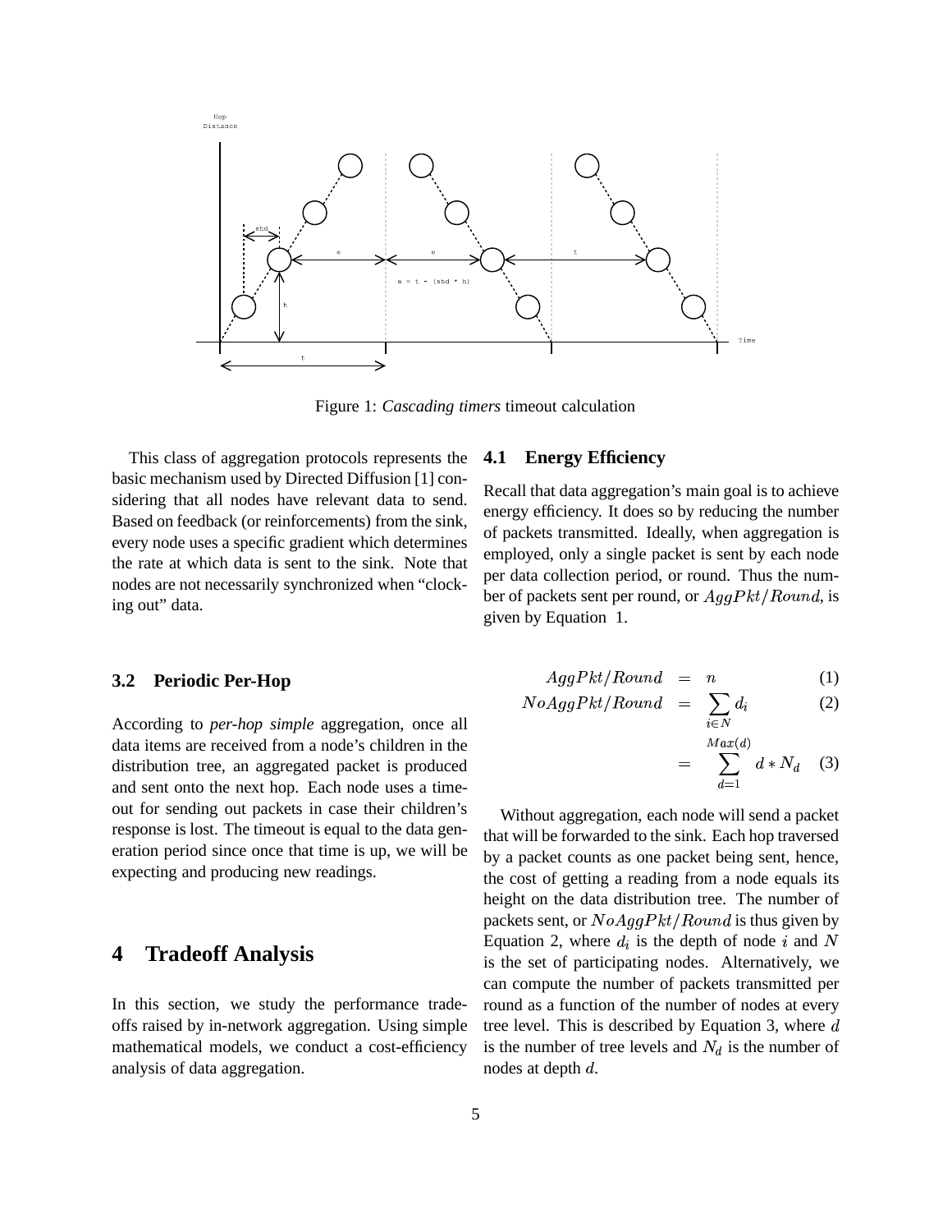Figure 1: *Cascading timers* timeout calculation

This class of aggregation protocols represents the basic mechanism used by Directed Diffusion [1] considering that all nodes have relevant data to send. Based on feedback (or reinforcements) from the sink, every node uses a specific gradient which determines the rate at which data is sent to the sink. Note that nodes are not necessarily synchronized when "clocking out" data.

### 3.2 Periodic Per-Hop

According to *per-hop simple* aggregation, once all data items are received from a node's children in the distribution tree, an aggregated packet is produced and sent onto the next hop. Each node uses a timeout for sending out packets in case their children's response is lost. The timeout is equal to the data generation period since once that time is up, we will be expecting and producing new readings.

## 4 Tradeoff Analysis

In this section, we study the performance tradeoffs raised by in-network aggregation. Using simple mathematical models, we conduct a cost-efficiency analysis of data aggregation.

### 4.1 Energy Efficiency

Recall that data aggregation's main goal is to achieve energy efficiency. It does so by reducing the number of packets transmitted. Ideally, when aggregation is employed, only a single packet is sent by each node per data collection period, or round. Thus the number of packets sent per round, or $AggPkt/Round$, is given by Equation 1.

$$AggPkt/Round = n \quad (1)$$

$$NoAggPkt/Round = \sum_{i \in N} d_i \quad (2)$$

$$= \sum_{d=1}^{Max(d)} d * N_d \quad (3)$$

Without aggregation, each node will send a packet that will be forwarded to the sink. Each hop traversed by a packet counts as one packet being sent, hence, the cost of getting a reading from a node equals its height on the data distribution tree. The number of packets sent, or $NoAggPkt/Round$ is thus given by Equation 2, where $d_i$ is the depth of node $i$ and $N$ is the set of participating nodes. Alternatively, we can compute the number of packets transmitted per round as a function of the number of nodes at every tree level. This is described by Equation 3, where $d$ is the number of tree levels and $N_d$ is the number of nodes at depth $d$.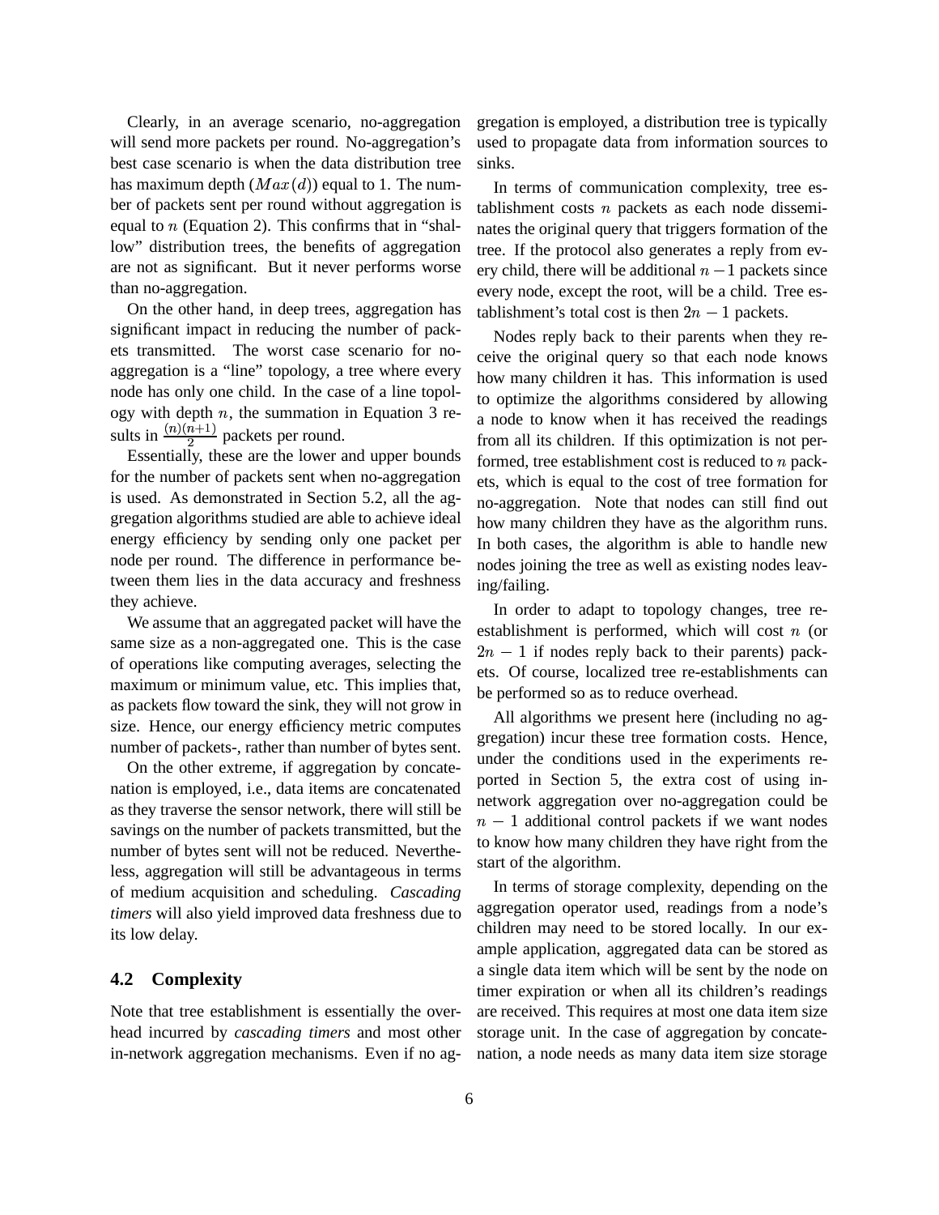Clearly, in an average scenario, no-aggregation will send more packets per round. No-aggregation's best case scenario is when the data distribution tree has maximum depth ($Max(d)$) equal to 1. The number of packets sent per round without aggregation is equal to $n$ (Equation 2). This confirms that in "shallow" distribution trees, the benefits of aggregation are not as significant. But it never performs worse than no-aggregation.

On the other hand, in deep trees, aggregation has significant impact in reducing the number of packets transmitted. The worst case scenario for no-aggregation is a "line" topology, a tree where every node has only one child. In the case of a line topology with depth $n$, the summation in Equation 3 results in $\frac{(n)(n+1)}{2}$ packets per round.

Essentially, these are the lower and upper bounds for the number of packets sent when no-aggregation is used. As demonstrated in Section 5.2, all the aggregation algorithms studied are able to achieve ideal energy efficiency by sending only one packet per node per round. The difference in performance between them lies in the data accuracy and freshness they achieve.

We assume that an aggregated packet will have the same size as a non-aggregated one. This is the case of operations like computing averages, selecting the maximum or minimum value, etc. This implies that, as packets flow toward the sink, they will not grow in size. Hence, our energy efficiency metric computes number of packets-, rather than number of bytes sent.

On the other extreme, if aggregation by concatenation is employed, i.e., data items are concatenated as they traverse the sensor network, there will still be savings on the number of packets transmitted, but the number of bytes sent will not be reduced. Nevertheless, aggregation will still be advantageous in terms of medium acquisition and scheduling. *Cascading timers* will also yield improved data freshness due to its low delay.

## 4.2 Complexity

Note that tree establishment is essentially the overhead incurred by *cascading timers* and most other in-network aggregation mechanisms. Even if no aggregation is employed, a distribution tree is typically used to propagate data from information sources to sinks.

In terms of communication complexity, tree establishment costs $n$ packets as each node disseminates the original query that triggers formation of the tree. If the protocol also generates a reply from every child, there will be additional $n-1$ packets since every node, except the root, will be a child. Tree establishment's total cost is then $2n - 1$ packets.

Nodes reply back to their parents when they receive the original query so that each node knows how many children it has. This information is used to optimize the algorithms considered by allowing a node to know when it has received the readings from all its children. If this optimization is not performed, tree establishment cost is reduced to $n$ packets, which is equal to the cost of tree formation for no-aggregation. Note that nodes can still find out how many children they have as the algorithm runs. In both cases, the algorithm is able to handle new nodes joining the tree as well as existing nodes leaving/failing.

In order to adapt to topology changes, tree re-establishment is performed, which will cost $n$ (or $2n - 1$ if nodes reply back to their parents) packets. Of course, localized tree re-establishments can be performed so as to reduce overhead.

All algorithms we present here (including no aggregation) incur these tree formation costs. Hence, under the conditions used in the experiments reported in Section 5, the extra cost of using in-network aggregation over no-aggregation could be $n - 1$ additional control packets if we want nodes to know how many children they have right from the start of the algorithm.

In terms of storage complexity, depending on the aggregation operator used, readings from a node's children may need to be stored locally. In our example application, aggregated data can be stored as a single data item which will be sent by the node on timer expiration or when all its children's readings are received. This requires at most one data item size storage unit. In the case of aggregation by concatenation, a node needs as many data item size storage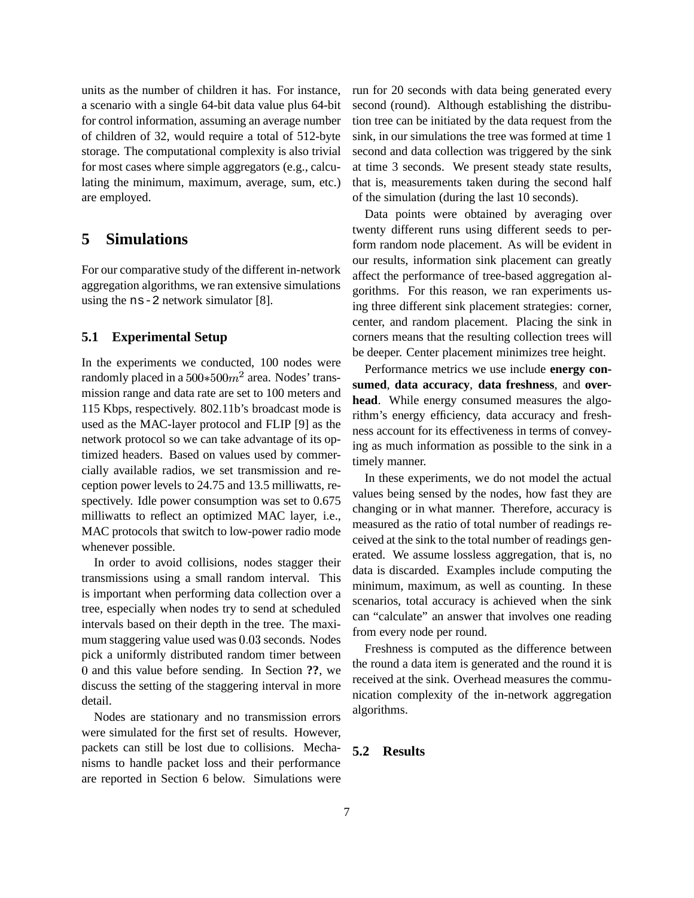units as the number of children it has. For instance, a scenario with a single 64-bit data value plus 64-bit for control information, assuming an average number of children of 32, would require a total of 512-byte storage. The computational complexity is also trivial for most cases where simple aggregators (e.g., calculating the minimum, maximum, average, sum, etc.) are employed.

# 5 Simulations

For our comparative study of the different in-network aggregation algorithms, we ran extensive simulations using the `ns-2` network simulator [8].

## 5.1 Experimental Setup

In the experiments we conducted, 100 nodes were randomly placed in a $500*500m^2$ area. Nodes' transmission range and data rate are set to 100 meters and 115 Kbps, respectively. 802.11b's broadcast mode is used as the MAC-layer protocol and FLIP [9] as the network protocol so we can take advantage of its optimized headers. Based on values used by commercially available radios, we set transmission and reception power levels to 24.75 and 13.5 milliwatts, respectively. Idle power consumption was set to 0.675 milliwatts to reflect an optimized MAC layer, i.e., MAC protocols that switch to low-power radio mode whenever possible.

In order to avoid collisions, nodes stagger their transmissions using a small random interval. This is important when performing data collection over a tree, especially when nodes try to send at scheduled intervals based on their depth in the tree. The maximum staggering value used was $0.03$ seconds. Nodes pick a uniformly distributed random timer between $0$ and this value before sending. In Section **??**, we discuss the setting of the staggering interval in more detail.

Nodes are stationary and no transmission errors were simulated for the first set of results. However, packets can still be lost due to collisions. Mechanisms to handle packet loss and their performance are reported in Section 6 below. Simulations were run for 20 seconds with data being generated every second (round). Although establishing the distribution tree can be initiated by the data request from the sink, in our simulations the tree was formed at time 1 second and data collection was triggered by the sink at time 3 seconds. We present steady state results, that is, measurements taken during the second half of the simulation (during the last 10 seconds).

Data points were obtained by averaging over twenty different runs using different seeds to perform random node placement. As will be evident in our results, information sink placement can greatly affect the performance of tree-based aggregation algorithms. For this reason, we ran experiments using three different sink placement strategies: corner, center, and random placement. Placing the sink in corners means that the resulting collection trees will be deeper. Center placement minimizes tree height.

Performance metrics we use include **energy consumed**, **data accuracy**, **data freshness**, and **overhead**. While energy consumed measures the algorithm's energy efficiency, data accuracy and freshness account for its effectiveness in terms of conveying as much information as possible to the sink in a timely manner.

In these experiments, we do not model the actual values being sensed by the nodes, how fast they are changing or in what manner. Therefore, accuracy is measured as the ratio of total number of readings received at the sink to the total number of readings generated. We assume lossless aggregation, that is, no data is discarded. Examples include computing the minimum, maximum, as well as counting. In these scenarios, total accuracy is achieved when the sink can "calculate" an answer that involves one reading from every node per round.

Freshness is computed as the difference between the round a data item is generated and the round it is received at the sink. Overhead measures the communication complexity of the in-network aggregation algorithms.

## 5.2 Results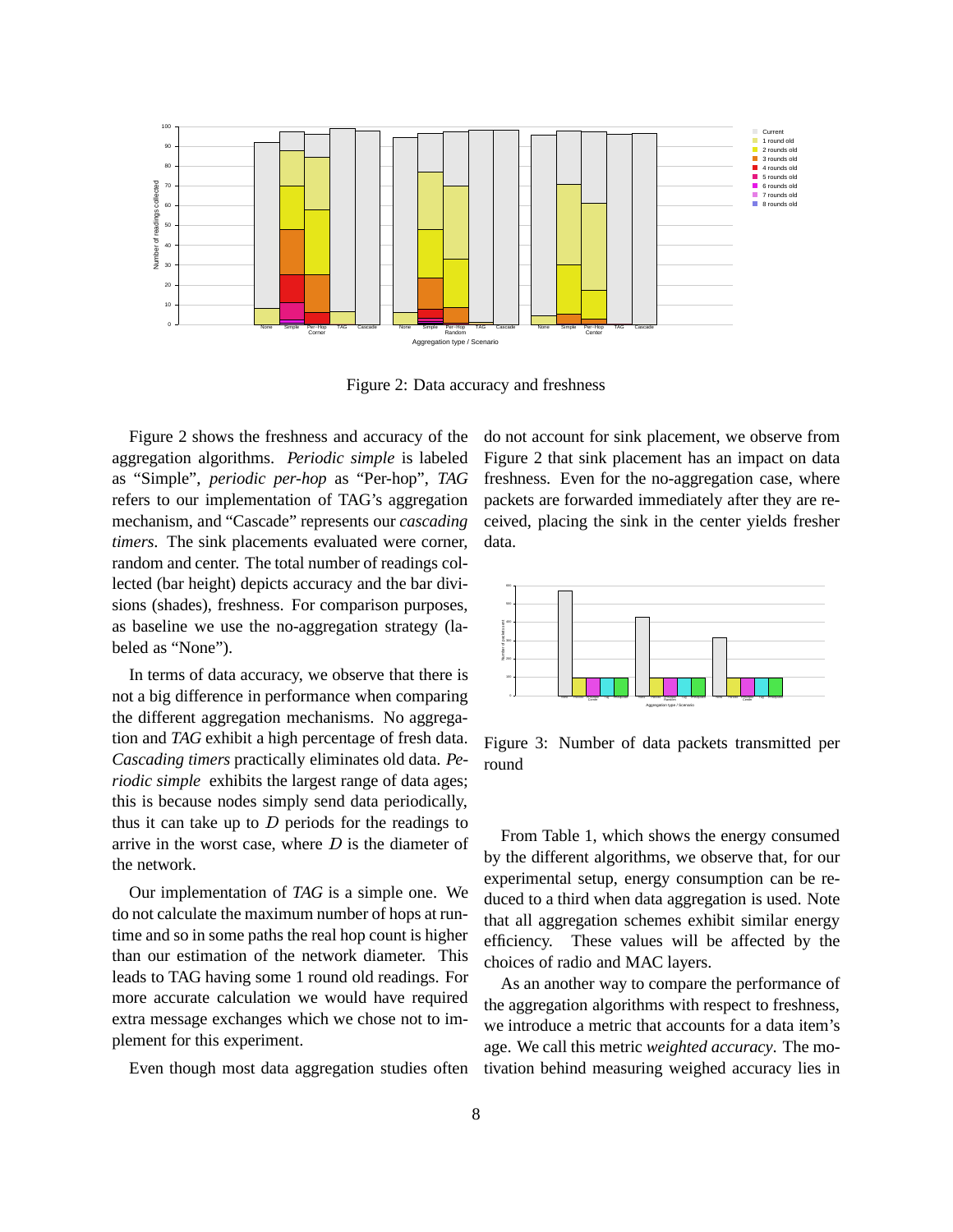Figure 2: Data accuracy and freshness

Figure 2 shows the freshness and accuracy of the aggregation algorithms. *Periodic simple* is labeled as "Simple", *periodic per-hop* as "Per-hop", *TAG* refers to our implementation of TAG's aggregation mechanism, and "Cascade" represents our *cascading timers*. The sink placements evaluated were corner, random and center. The total number of readings collected (bar height) depicts accuracy and the bar divisions (shades), freshness. For comparison purposes, as baseline we use the no-aggregation strategy (labeled as "None").

In terms of data accuracy, we observe that there is not a big difference in performance when comparing the different aggregation mechanisms. No aggregation and *TAG* exhibit a high percentage of fresh data. *Cascading timers* practically eliminates old data. *Periodic simple* exhibits the largest range of data ages; this is because nodes simply send data periodically, thus it can take up to $D$ periods for the readings to arrive in the worst case, where $D$ is the diameter of the network.

Our implementation of *TAG* is a simple one. We do not calculate the maximum number of hops at runtime and so in some paths the real hop count is higher than our estimation of the network diameter. This leads to TAG having some 1 round old readings. For more accurate calculation we would have required extra message exchanges which we chose not to implement for this experiment.

Even though most data aggregation studies often do not account for sink placement, we observe from Figure 2 that sink placement has an impact on data freshness. Even for the no-aggregation case, where packets are forwarded immediately after they are received, placing the sink in the center yields fresher data.

Figure 3: Number of data packets transmitted per round

From Table 1, which shows the energy consumed by the different algorithms, we observe that, for our experimental setup, energy consumption can be reduced to a third when data aggregation is used. Note that all aggregation schemes exhibit similar energy efficiency. These values will be affected by the choices of radio and MAC layers.

As an another way to compare the performance of the aggregation algorithms with respect to freshness, we introduce a metric that accounts for a data item's age. We call this metric *weighted accuracy*. The motivation behind measuring weighed accuracy lies in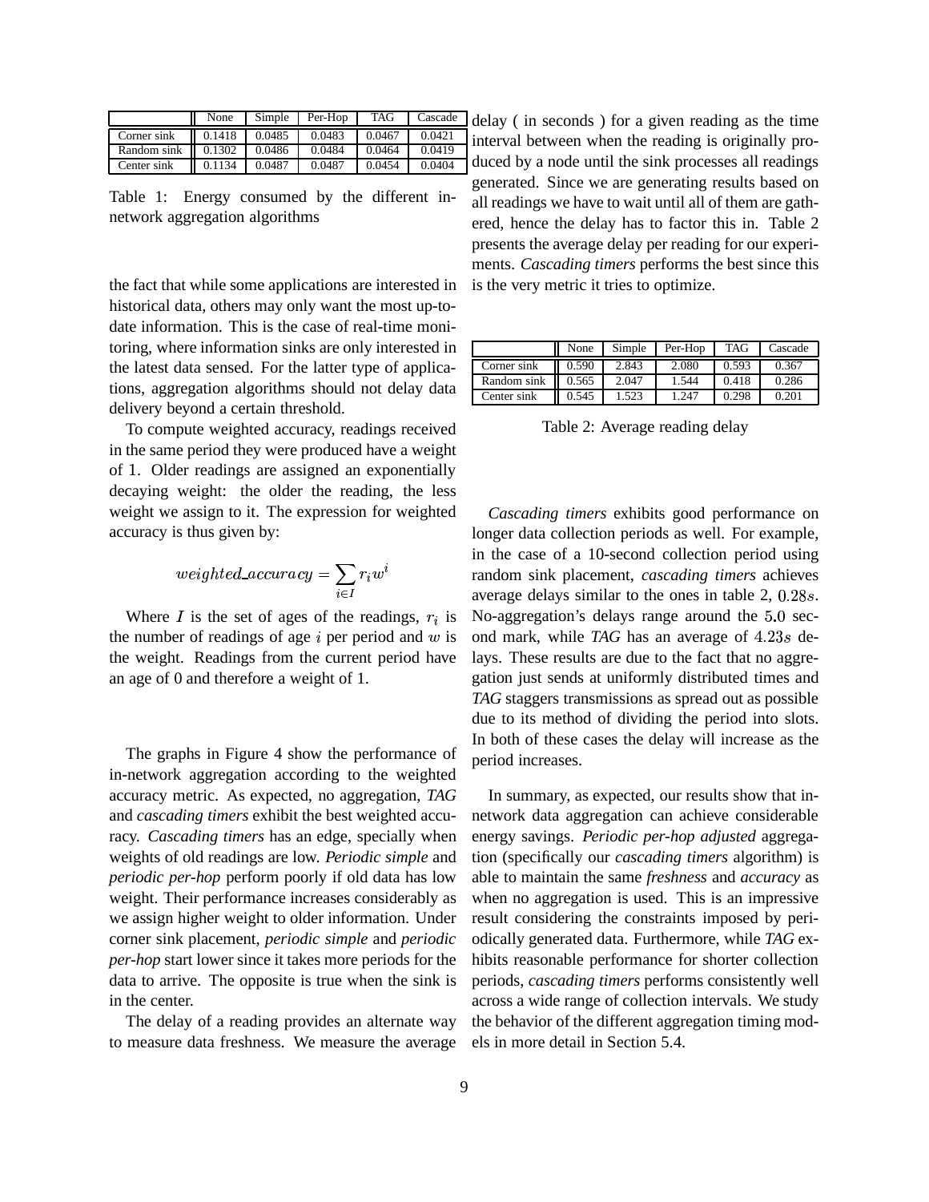|  | None | Simple | Per-Hop | TAG | Cascade |
|---|---|---|---|---|---|
| Corner sink | 0.1418 | 0.0485 | 0.0483 | 0.0467 | 0.0421 |
| Random sink | 0.1302 | 0.0486 | 0.0484 | 0.0464 | 0.0419 |
| Center sink | 0.1134 | 0.0487 | 0.0487 | 0.0454 | 0.0404 |

Table 1: Energy consumed by the different in-network aggregation algorithms

the fact that while some applications are interested in historical data, others may only want the most up-to-date information. This is the case of real-time monitoring, where information sinks are only interested in the latest data sensed. For the latter type of applications, aggregation algorithms should not delay data delivery beyond a certain threshold.

To compute weighted accuracy, readings received in the same period they were produced have a weight of 1. Older readings are assigned an exponentially decaying weight: the older the reading, the less weight we assign to it. The expression for weighted accuracy is thus given by:

$$weighted\_accuracy = \sum_{i \in I} r_i w^i$$

Where $I$ is the set of ages of the readings, $r_i$ is the number of readings of age $i$ per period and $w$ is the weight. Readings from the current period have an age of 0 and therefore a weight of 1.

The graphs in Figure 4 show the performance of in-network aggregation according to the weighted accuracy metric. As expected, no aggregation, *TAG* and *cascading timers* exhibit the best weighted accuracy. *Cascading timers* has an edge, specially when weights of old readings are low. *Periodic simple* and *periodic per-hop* perform poorly if old data has low weight. Their performance increases considerably as we assign higher weight to older information. Under corner sink placement, *periodic simple* and *periodic per-hop* start lower since it takes more periods for the data to arrive. The opposite is true when the sink is in the center.

The delay of a reading provides an alternate way to measure data freshness. We measure the average delay ( in seconds ) for a given reading as the time interval between when the reading is originally produced by a node until the sink processes all readings generated. Since we are generating results based on all readings we have to wait until all of them are gathered, hence the delay has to factor this in. Table 2 presents the average delay per reading for our experiments. *Cascading timers* performs the best since this is the very metric it tries to optimize.

|  | None | Simple | Per-Hop | TAG | Cascade |
|---|---|---|---|---|---|
| Corner sink | 0.590 | 2.843 | 2.080 | 0.593 | 0.367 |
| Random sink | 0.565 | 2.047 | 1.544 | 0.418 | 0.286 |
| Center sink | 0.545 | 1.523 | 1.247 | 0.298 | 0.201 |

Table 2: Average reading delay

*Cascading timers* exhibits good performance on longer data collection periods as well. For example, in the case of a 10-second collection period using random sink placement, *cascading timers* achieves average delays similar to the ones in table 2, $0.28s$. No-aggregation's delays range around the $5.0$ second mark, while *TAG* has an average of $4.23s$ delays. These results are due to the fact that no aggregation just sends at uniformly distributed times and *TAG* staggers transmissions as spread out as possible due to its method of dividing the period into slots. In both of these cases the delay will increase as the period increases.

In summary, as expected, our results show that in-network data aggregation can achieve considerable energy savings. *Periodic per-hop adjusted* aggregation (specifically our *cascading timers* algorithm) is able to maintain the same *freshness* and *accuracy* as when no aggregation is used. This is an impressive result considering the constraints imposed by periodically generated data. Furthermore, while *TAG* exhibits reasonable performance for shorter collection periods, *cascading timers* performs consistently well across a wide range of collection intervals. We study the behavior of the different aggregation timing models in more detail in Section 5.4.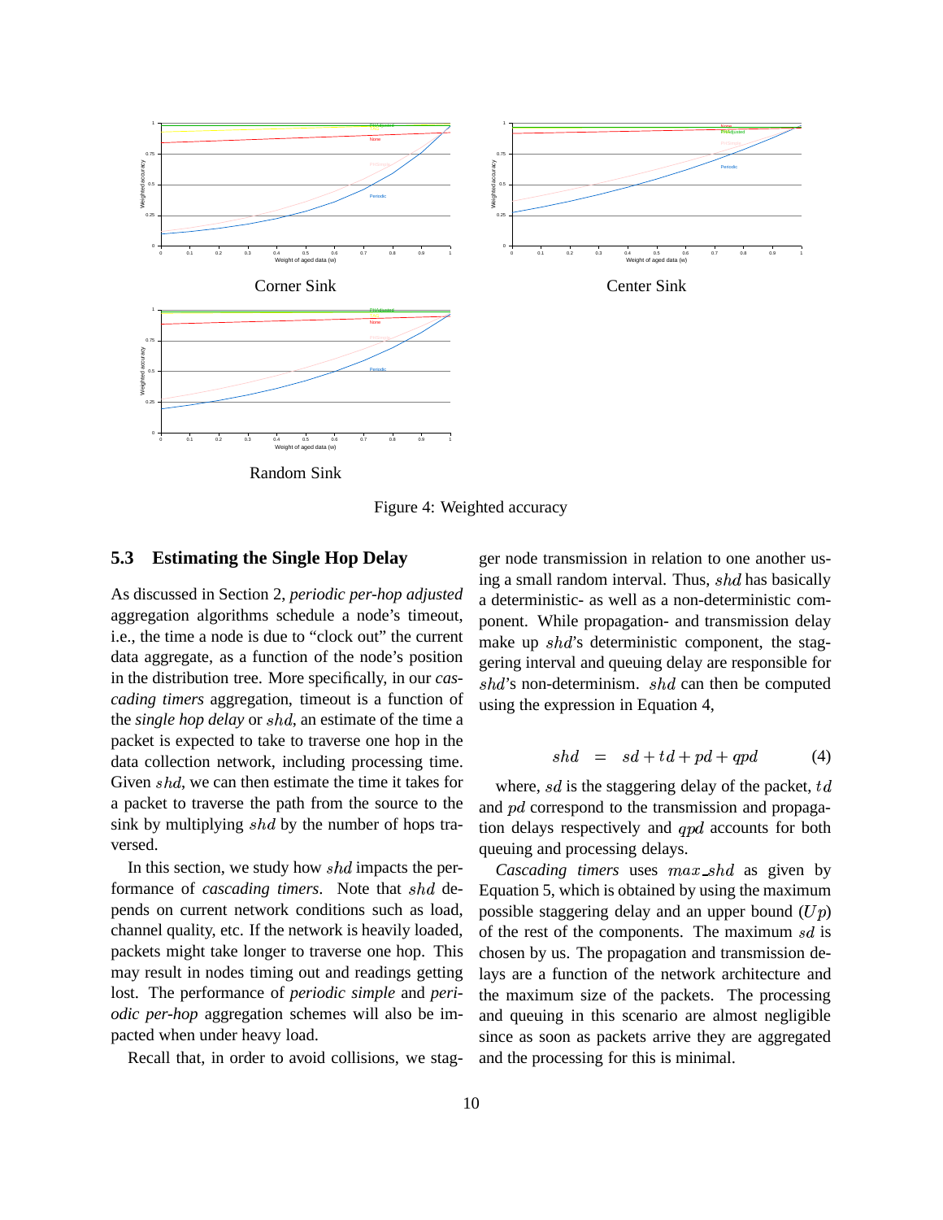1
0.75
0.5
0.25
0
Weighted accuracy
0 0.1 0.2 0.3 0.4 0.5 0.6 0.7 0.8 0.9 1
Weight of aged data (w)
PHAdjusted
None
PHSimple
Periodic

Corner Sink

1
0.75
0.5
0.25
0
Weighted accuracy
0 0.1 0.2 0.3 0.4 0.5 0.6 0.7 0.8 0.9 1
Weight of aged data (w)
None
PHAdjusted
PHSimple
Periodic

Center Sink

1
0.75
0.5
0.25
0
Weighted accuracy
0 0.1 0.2 0.3 0.4 0.5 0.6 0.7 0.8 0.9 1
Weight of aged data (w)
PHAdjusted
None
PHSimple
Periodic

Random Sink

Figure 4: Weighted accuracy

### 5.3 Estimating the Single Hop Delay

As discussed in Section 2, *periodic per-hop adjusted* aggregation algorithms schedule a node's timeout, i.e., the time a node is due to "clock out" the current data aggregate, as a function of the node's position in the distribution tree. More specifically, in our *cascading timers* aggregation, timeout is a function of the *single hop delay* or $shd$, an estimate of the time a packet is expected to take to traverse one hop in the data collection network, including processing time. Given $shd$, we can then estimate the time it takes for a packet to traverse the path from the source to the sink by multiplying $shd$ by the number of hops traversed.

In this section, we study how $shd$ impacts the performance of *cascading timers*. Note that $shd$ depends on current network conditions such as load, channel quality, etc. If the network is heavily loaded, packets might take longer to traverse one hop. This may result in nodes timing out and readings getting lost. The performance of *periodic simple* and *periodic per-hop* aggregation schemes will also be impacted when under heavy load.

Recall that, in order to avoid collisions, we stagger node transmission in relation to one another using a small random interval. Thus, $shd$ has basically a deterministic- as well as a non-deterministic component. While propagation- and transmission delay make up $shd$'s deterministic component, the staggering interval and queuing delay are responsible for $shd$'s non-determinism. $shd$ can then be computed using the expression in Equation 4,

$$shd = sd + td + pd + qpd \tag{4}$$

where, $sd$ is the staggering delay of the packet, $td$ and $pd$ correspond to the transmission and propagation delays respectively and $qpd$ accounts for both queuing and processing delays.

*Cascading timers* uses $max\_shd$ as given by Equation 5, which is obtained by using the maximum possible staggering delay and an upper bound ($Up$) of the rest of the components. The maximum $sd$ is chosen by us. The propagation and transmission delays are a function of the network architecture and the maximum size of the packets. The processing and queuing in this scenario are almost negligible since as soon as packets arrive they are aggregated and the processing for this is minimal.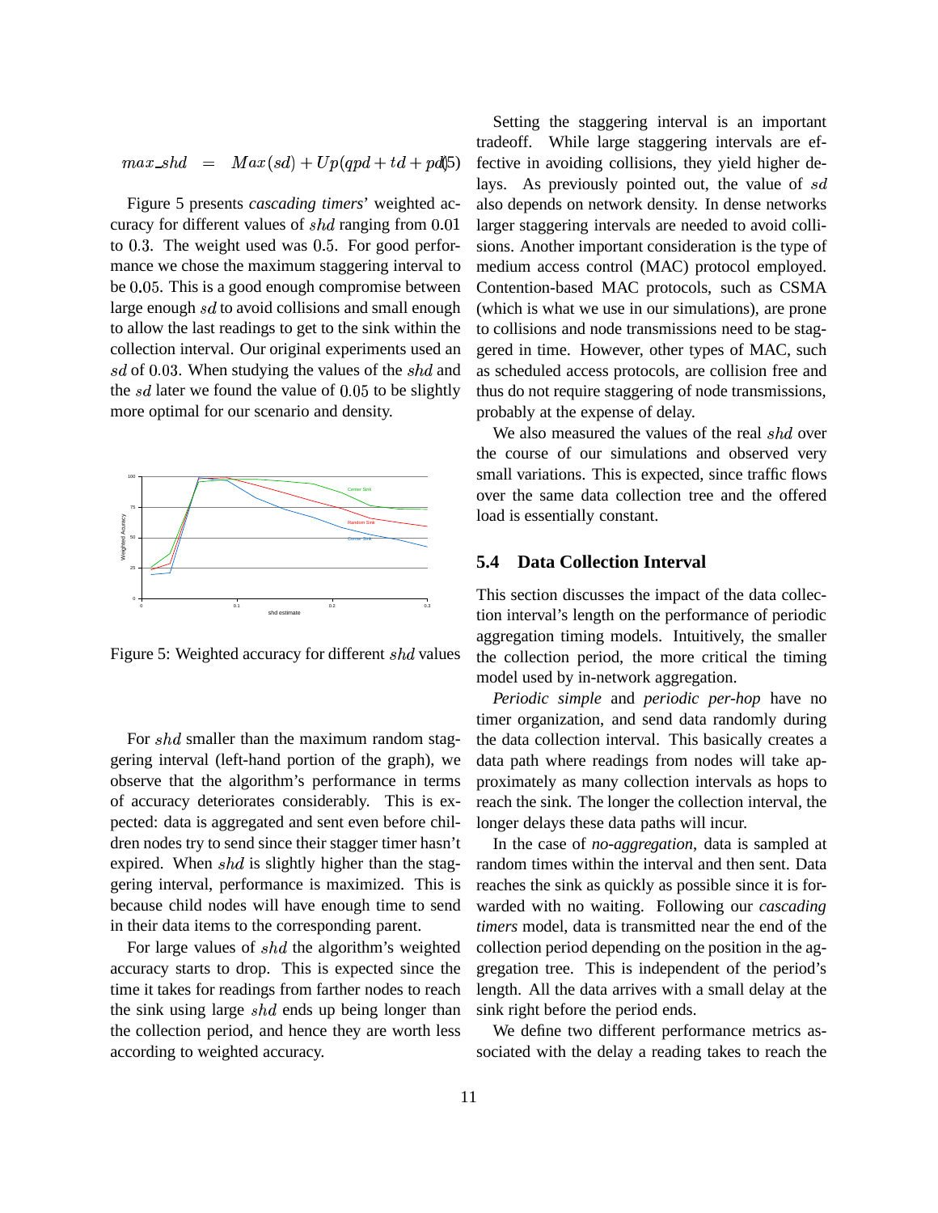$$max\_shd = Max(sd) + Up(qpd + td + pd) \quad (5)$$

Figure 5 presents *cascading timers*' weighted accuracy for different values of $shd$ ranging from $0.01$ to $0.3$. The weight used was $0.5$. For good performance we chose the maximum staggering interval to be $0.05$. This is a good enough compromise between large enough $sd$ to avoid collisions and small enough to allow the last readings to get to the sink within the collection interval. Our original experiments used an $sd$ of $0.03$. When studying the values of the $shd$ and the $sd$ later we found the value of $0.05$ to be slightly more optimal for our scenario and density.

Figure 5: Weighted accuracy for different $shd$ values

For $shd$ smaller than the maximum random staggering interval (left-hand portion of the graph), we observe that the algorithm's performance in terms of accuracy deteriorates considerably. This is expected: data is aggregated and sent even before children nodes try to send since their stagger timer hasn't expired. When $shd$ is slightly higher than the staggering interval, performance is maximized. This is because child nodes will have enough time to send in their data items to the corresponding parent.

For large values of $shd$ the algorithm's weighted accuracy starts to drop. This is expected since the time it takes for readings from farther nodes to reach the sink using large $shd$ ends up being longer than the collection period, and hence they are worth less according to weighted accuracy.

Setting the staggering interval is an important tradeoff. While large staggering intervals are effective in avoiding collisions, they yield higher delays. As previously pointed out, the value of $sd$ also depends on network density. In dense networks larger staggering intervals are needed to avoid collisions. Another important consideration is the type of medium access control (MAC) protocol employed. Contention-based MAC protocols, such as CSMA (which is what we use in our simulations), are prone to collisions and node transmissions need to be staggered in time. However, other types of MAC, such as scheduled access protocols, are collision free and thus do not require staggering of node transmissions, probably at the expense of delay.

We also measured the values of the real $shd$ over the course of our simulations and observed very small variations. This is expected, since traffic flows over the same data collection tree and the offered load is essentially constant.

### 5.4 Data Collection Interval

This section discusses the impact of the data collection interval's length on the performance of periodic aggregation timing models. Intuitively, the smaller the collection period, the more critical the timing model used by in-network aggregation.

*Periodic simple* and *periodic per-hop* have no timer organization, and send data randomly during the data collection interval. This basically creates a data path where readings from nodes will take approximately as many collection intervals as hops to reach the sink. The longer the collection interval, the longer delays these data paths will incur.

In the case of *no-aggregation*, data is sampled at random times within the interval and then sent. Data reaches the sink as quickly as possible since it is forwarded with no waiting. Following our *cascading timers* model, data is transmitted near the end of the collection period depending on the position in the aggregation tree. This is independent of the period's length. All the data arrives with a small delay at the sink right before the period ends.

We define two different performance metrics associated with the delay a reading takes to reach the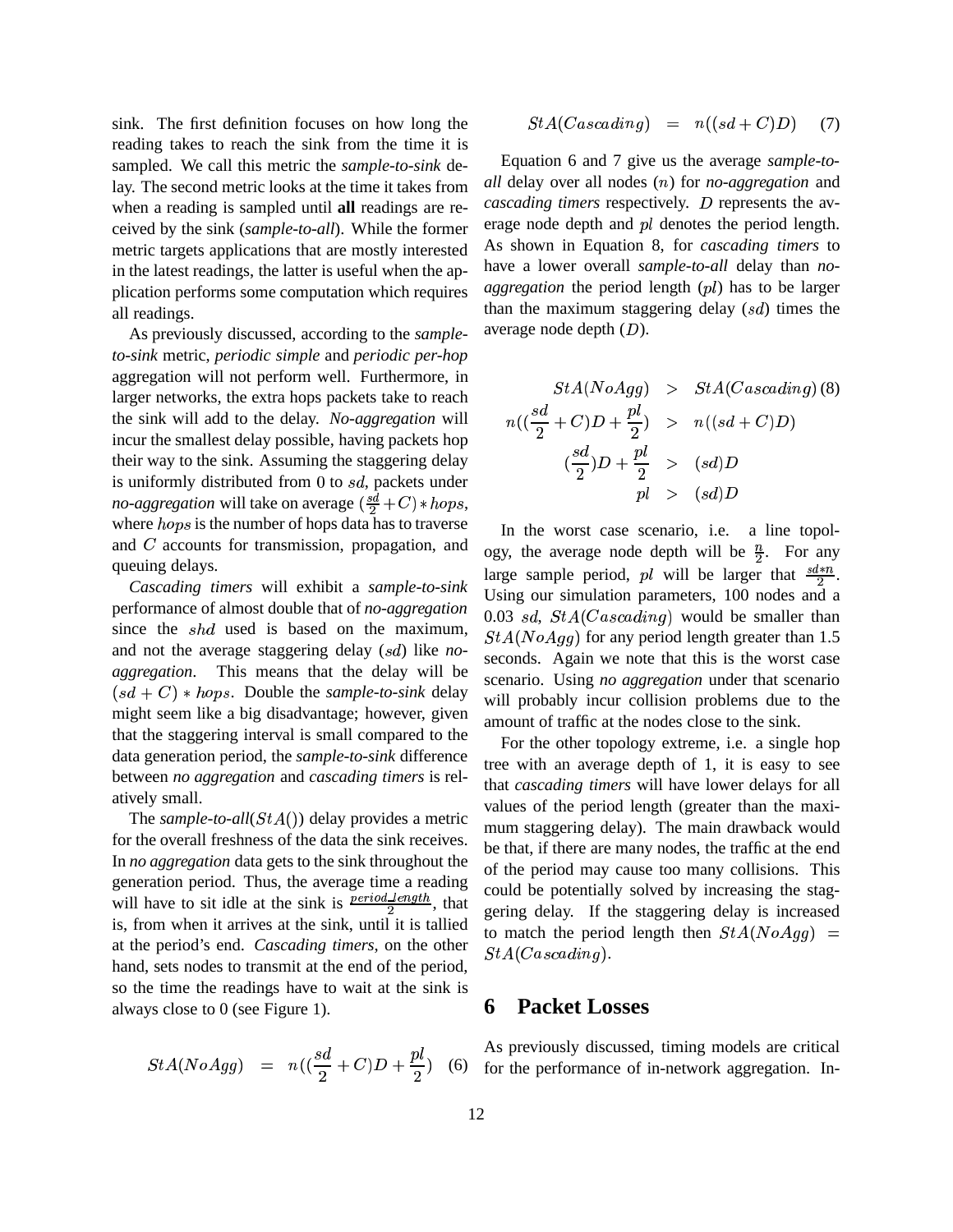sink. The first definition focuses on how long the reading takes to reach the sink from the time it is sampled. We call this metric the *sample-to-sink* delay. The second metric looks at the time it takes from when a reading is sampled until **all** readings are received by the sink (*sample-to-all*). While the former metric targets applications that are mostly interested in the latest readings, the latter is useful when the application performs some computation which requires all readings.

As previously discussed, according to the *sample-to-sink* metric, *periodic simple* and *periodic per-hop* aggregation will not perform well. Furthermore, in larger networks, the extra hops packets take to reach the sink will add to the delay. *No-aggregation* will incur the smallest delay possible, having packets hop their way to the sink. Assuming the staggering delay is uniformly distributed from 0 to $sd$, packets under *no-aggregation* will take on average $(\frac{sd}{2} + C) * hops$, where $hops$ is the number of hops data has to traverse and $C$ accounts for transmission, propagation, and queuing delays.

*Cascading timers* will exhibit a *sample-to-sink* performance of almost double that of *no-aggregation* since the $shd$ used is based on the maximum, and not the average staggering delay ($sd$) like *no-aggregation*. This means that the delay will be $(sd + C) * hops$. Double the *sample-to-sink* delay might seem like a big disadvantage; however, given that the staggering interval is small compared to the data generation period, the *sample-to-sink* difference between *no aggregation* and *cascading timers* is relatively small.

The *sample-to-all*($StA()$) delay provides a metric for the overall freshness of the data the sink receives. In *no aggregation* data gets to the sink throughout the generation period. Thus, the average time a reading will have to sit idle at the sink is $\frac{period\_length}{2}$, that is, from when it arrives at the sink, until it is tallied at the period's end. *Cascading timers*, on the other hand, sets nodes to transmit at the end of the period, so the time the readings have to wait at the sink is always close to 0 (see Figure 1).

$$StA(NoAgg) \quad = \quad n((\frac{sd}{2} + C)D + \frac{pl}{2}) \quad (6)$$

$$StA(Cascading) \quad = \quad n((sd + C)D) \quad (7)$$

Equation 6 and 7 give us the average *sample-to-all* delay over all nodes ($n$) for *no-aggregation* and *cascading timers* respectively. $D$ represents the average node depth and $pl$ denotes the period length. As shown in Equation 8, for *cascading timers* to have a lower overall *sample-to-all* delay than *no-aggregation* the period length ($pl$) has to be larger than the maximum staggering delay ($sd$) times the average node depth ($D$).

$$\begin{aligned}
StA(NoAgg) &> StA(Cascading) \quad (8)\\
n((\frac{sd}{2} + C)D + \frac{pl}{2}) &> n((sd + C)D)\\
(\frac{sd}{2})D + \frac{pl}{2} &> (sd)D\\
pl &> (sd)D
\end{aligned}$$

In the worst case scenario, i.e. a line topology, the average node depth will be $\frac{n}{2}$. For any large sample period, $pl$ will be larger that $\frac{sd*n}{2}$. Using our simulation parameters, 100 nodes and a 0.03 $sd$, $StA(Cascading)$ would be smaller than $StA(NoAgg)$ for any period length greater than 1.5 seconds. Again we note that this is the worst case scenario. Using *no aggregation* under that scenario will probably incur collision problems due to the amount of traffic at the nodes close to the sink.

For the other topology extreme, i.e. a single hop tree with an average depth of 1, it is easy to see that *cascading timers* will have lower delays for all values of the period length (greater than the maximum staggering delay). The main drawback would be that, if there are many nodes, the traffic at the end of the period may cause too many collisions. This could be potentially solved by increasing the staggering delay. If the staggering delay is increased to match the period length then $StA(NoAgg) = StA(Cascading)$.

## 6 Packet Losses

As previously discussed, timing models are critical for the performance of in-network aggregation. In-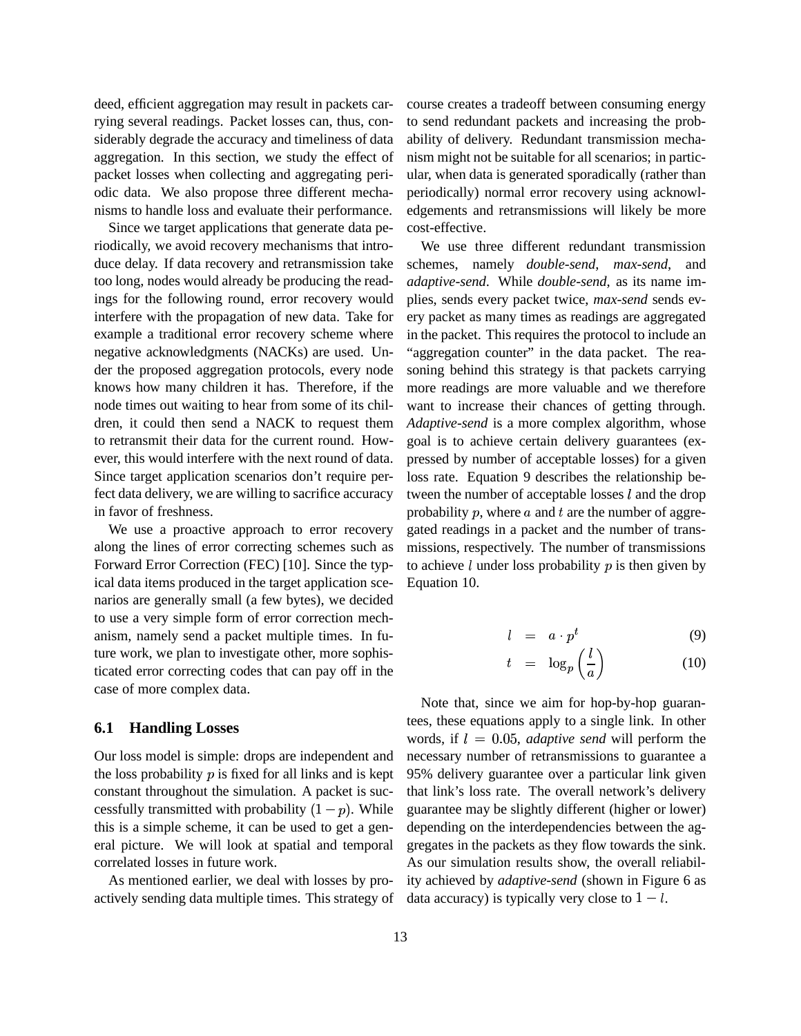deed, efficient aggregation may result in packets carrying several readings. Packet losses can, thus, considerably degrade the accuracy and timeliness of data aggregation. In this section, we study the effect of packet losses when collecting and aggregating periodic data. We also propose three different mechanisms to handle loss and evaluate their performance.

Since we target applications that generate data periodically, we avoid recovery mechanisms that introduce delay. If data recovery and retransmission take too long, nodes would already be producing the readings for the following round, error recovery would interfere with the propagation of new data. Take for example a traditional error recovery scheme where negative acknowledgments (NACKs) are used. Under the proposed aggregation protocols, every node knows how many children it has. Therefore, if the node times out waiting to hear from some of its children, it could then send a NACK to request them to retransmit their data for the current round. However, this would interfere with the next round of data. Since target application scenarios don't require perfect data delivery, we are willing to sacrifice accuracy in favor of freshness.

We use a proactive approach to error recovery along the lines of error correcting schemes such as Forward Error Correction (FEC) [10]. Since the typical data items produced in the target application scenarios are generally small (a few bytes), we decided to use a very simple form of error correction mechanism, namely send a packet multiple times. In future work, we plan to investigate other, more sophisticated error correcting codes that can pay off in the case of more complex data.

## 6.1 Handling Losses

Our loss model is simple: drops are independent and the loss probability $p$ is fixed for all links and is kept constant throughout the simulation. A packet is successfully transmitted with probability $(1 - p)$. While this is a simple scheme, it can be used to get a general picture. We will look at spatial and temporal correlated losses in future work.

As mentioned earlier, we deal with losses by proactively sending data multiple times. This strategy of course creates a tradeoff between consuming energy to send redundant packets and increasing the probability of delivery. Redundant transmission mechanism might not be suitable for all scenarios; in particular, when data is generated sporadically (rather than periodically) normal error recovery using acknowledgements and retransmissions will likely be more cost-effective.

We use three different redundant transmission schemes, namely *double-send*, *max-send*, and *adaptive-send*. While *double-send*, as its name implies, sends every packet twice, *max-send* sends every packet as many times as readings are aggregated in the packet. This requires the protocol to include an "aggregation counter" in the data packet. The reasoning behind this strategy is that packets carrying more readings are more valuable and we therefore want to increase their chances of getting through. *Adaptive-send* is a more complex algorithm, whose goal is to achieve certain delivery guarantees (expressed by number of acceptable losses) for a given loss rate. Equation 9 describes the relationship between the number of acceptable losses $l$ and the drop probability $p$, where $a$ and $t$ are the number of aggregated readings in a packet and the number of transmissions, respectively. The number of transmissions to achieve $l$ under loss probability $p$ is then given by Equation 10.

$$l = a \cdot p^t \tag{9}$$

$$t = \log_p \left( \frac{l}{a} \right) \tag{10}$$

Note that, since we aim for hop-by-hop guarantees, these equations apply to a single link. In other words, if $l = 0.05$, *adaptive send* will perform the necessary number of retransmissions to guarantee a 95% delivery guarantee over a particular link given that link's loss rate. The overall network's delivery guarantee may be slightly different (higher or lower) depending on the interdependencies between the aggregates in the packets as they flow towards the sink. As our simulation results show, the overall reliability achieved by *adaptive-send* (shown in Figure 6 as data accuracy) is typically very close to $1 - l$.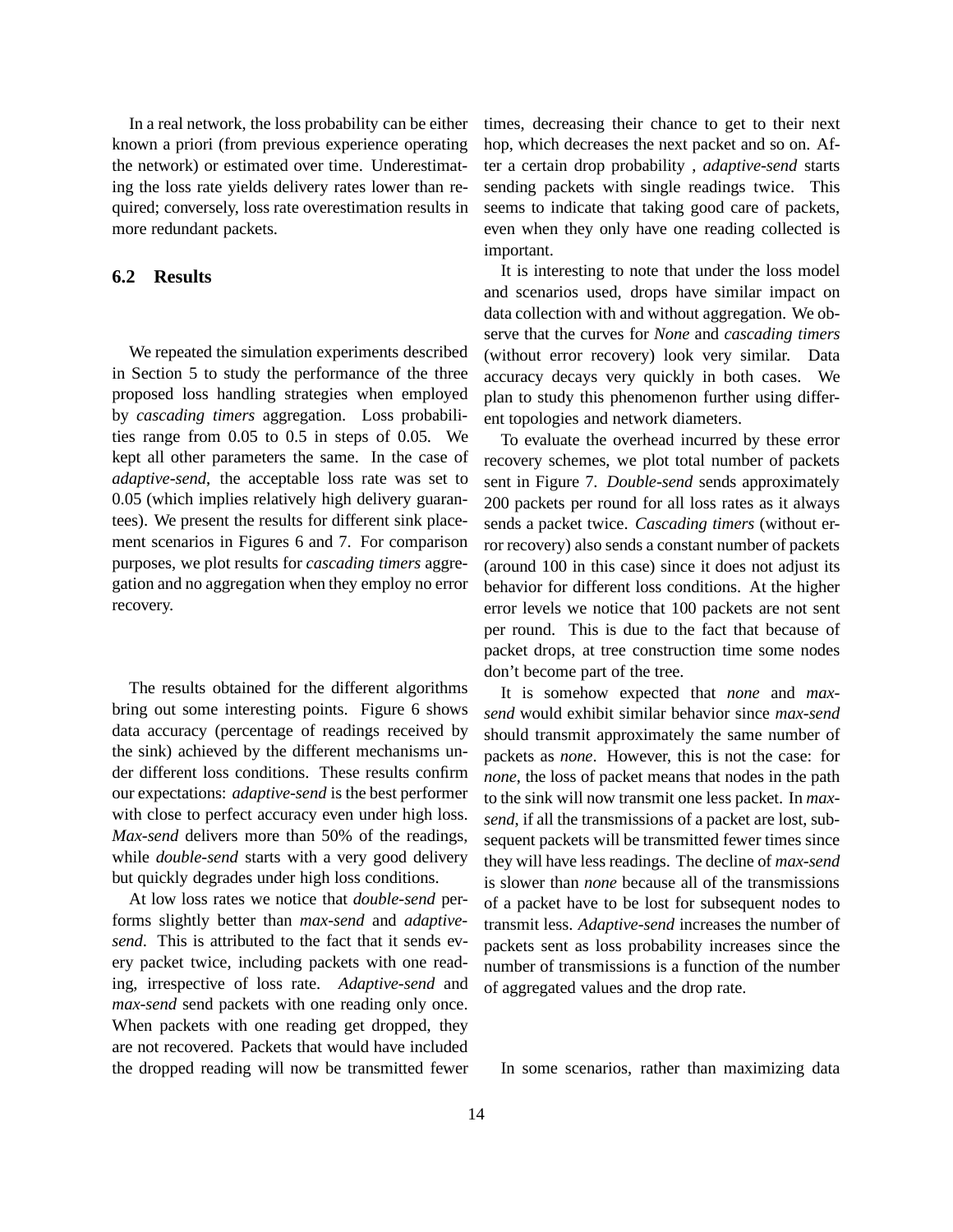In a real network, the loss probability can be either known a priori (from previous experience operating the network) or estimated over time. Underestimating the loss rate yields delivery rates lower than required; conversely, loss rate overestimation results in more redundant packets.

## 6.2 Results

We repeated the simulation experiments described in Section 5 to study the performance of the three proposed loss handling strategies when employed by *cascading timers* aggregation. Loss probabilities range from 0.05 to 0.5 in steps of 0.05. We kept all other parameters the same. In the case of *adaptive-send*, the acceptable loss rate was set to 0.05 (which implies relatively high delivery guarantees). We present the results for different sink placement scenarios in Figures 6 and 7. For comparison purposes, we plot results for *cascading timers* aggregation and no aggregation when they employ no error recovery.

The results obtained for the different algorithms bring out some interesting points. Figure 6 shows data accuracy (percentage of readings received by the sink) achieved by the different mechanisms under different loss conditions. These results confirm our expectations: *adaptive-send* is the best performer with close to perfect accuracy even under high loss. *Max-send* delivers more than 50% of the readings, while *double-send* starts with a very good delivery but quickly degrades under high loss conditions.

At low loss rates we notice that *double-send* performs slightly better than *max-send* and *adaptive-send*. This is attributed to the fact that it sends every packet twice, including packets with one reading, irrespective of loss rate. *Adaptive-send* and *max-send* send packets with one reading only once. When packets with one reading get dropped, they are not recovered. Packets that would have included the dropped reading will now be transmitted fewer times, decreasing their chance to get to their next hop, which decreases the next packet and so on. After a certain drop probability , *adaptive-send* starts sending packets with single readings twice. This seems to indicate that taking good care of packets, even when they only have one reading collected is important.

It is interesting to note that under the loss model and scenarios used, drops have similar impact on data collection with and without aggregation. We observe that the curves for *None* and *cascading timers* (without error recovery) look very similar. Data accuracy decays very quickly in both cases. We plan to study this phenomenon further using different topologies and network diameters.

To evaluate the overhead incurred by these error recovery schemes, we plot total number of packets sent in Figure 7. *Double-send* sends approximately 200 packets per round for all loss rates as it always sends a packet twice. *Cascading timers* (without error recovery) also sends a constant number of packets (around 100 in this case) since it does not adjust its behavior for different loss conditions. At the higher error levels we notice that 100 packets are not sent per round. This is due to the fact that because of packet drops, at tree construction time some nodes don't become part of the tree.

It is somehow expected that *none* and *max-send* would exhibit similar behavior since *max-send* should transmit approximately the same number of packets as *none*. However, this is not the case: for *none*, the loss of packet means that nodes in the path to the sink will now transmit one less packet. In *max-send*, if all the transmissions of a packet are lost, subsequent packets will be transmitted fewer times since they will have less readings. The decline of *max-send* is slower than *none* because all of the transmissions of a packet have to be lost for subsequent nodes to transmit less. *Adaptive-send* increases the number of packets sent as loss probability increases since the number of transmissions is a function of the number of aggregated values and the drop rate.

In some scenarios, rather than maximizing data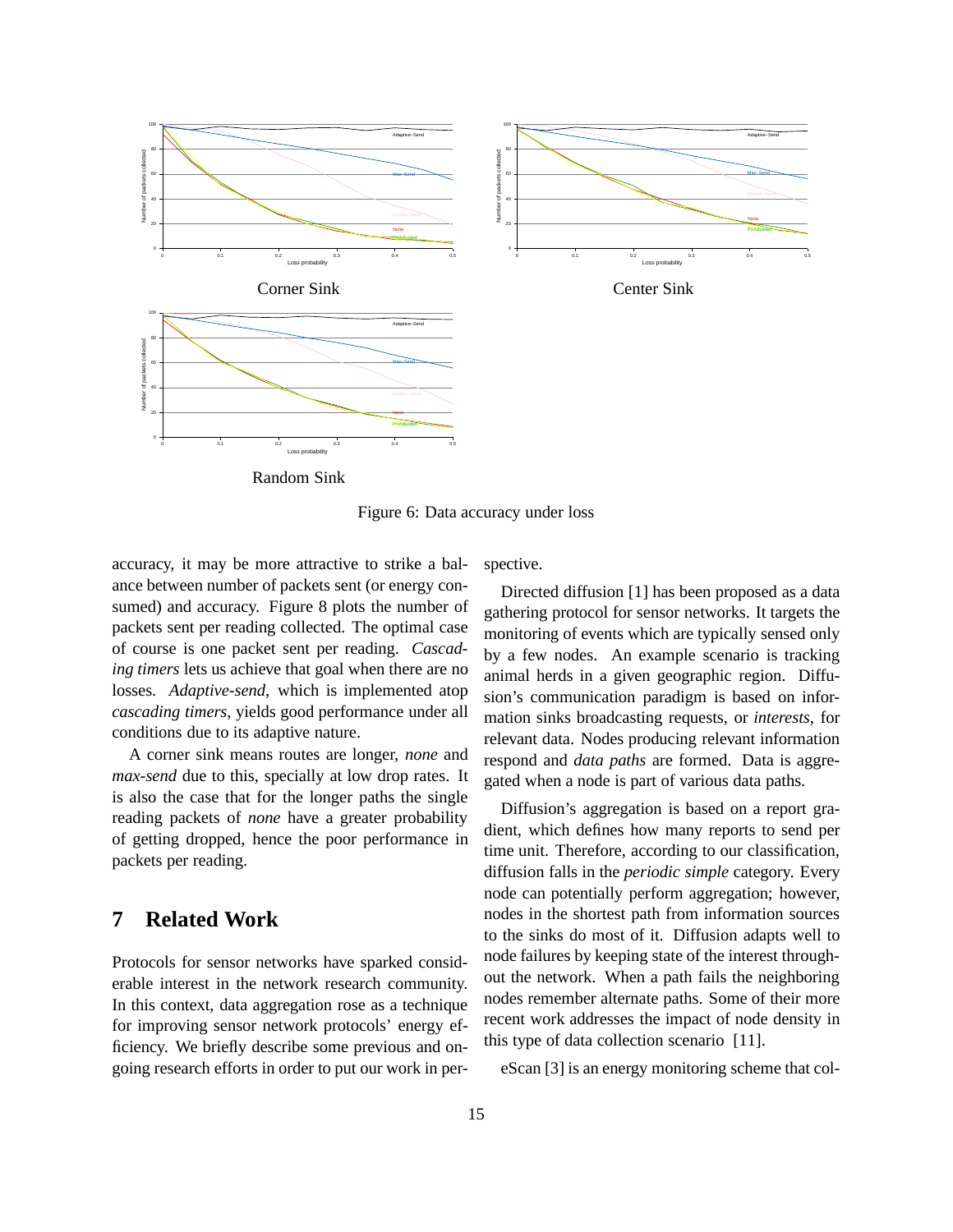Corner Sink

Center Sink

Random Sink

Figure 6: Data accuracy under loss

accuracy, it may be more attractive to strike a balance between number of packets sent (or energy consumed) and accuracy. Figure 8 plots the number of packets sent per reading collected. The optimal case of course is one packet sent per reading. *Cascading timers* lets us achieve that goal when there are no losses. *Adaptive-send*, which is implemented atop *cascading timers*, yields good performance under all conditions due to its adaptive nature.

A corner sink means routes are longer, *none* and *max-send* due to this, specially at low drop rates. It is also the case that for the longer paths the single reading packets of *none* have a greater probability of getting dropped, hence the poor performance in packets per reading.

## 7 Related Work

Protocols for sensor networks have sparked considerable interest in the network research community. In this context, data aggregation rose as a technique for improving sensor network protocols' energy efficiency. We briefly describe some previous and ongoing research efforts in order to put our work in perspective.

Directed diffusion [1] has been proposed as a data gathering protocol for sensor networks. It targets the monitoring of events which are typically sensed only by a few nodes. An example scenario is tracking animal herds in a given geographic region. Diffusion's communication paradigm is based on information sinks broadcasting requests, or *interests*, for relevant data. Nodes producing relevant information respond and *data paths* are formed. Data is aggregated when a node is part of various data paths.

Diffusion's aggregation is based on a report gradient, which defines how many reports to send per time unit. Therefore, according to our classification, diffusion falls in the *periodic simple* category. Every node can potentially perform aggregation; however, nodes in the shortest path from information sources to the sinks do most of it. Diffusion adapts well to node failures by keeping state of the interest throughout the network. When a path fails the neighboring nodes remember alternate paths. Some of their more recent work addresses the impact of node density in this type of data collection scenario [11].

eScan [3] is an energy monitoring scheme that col-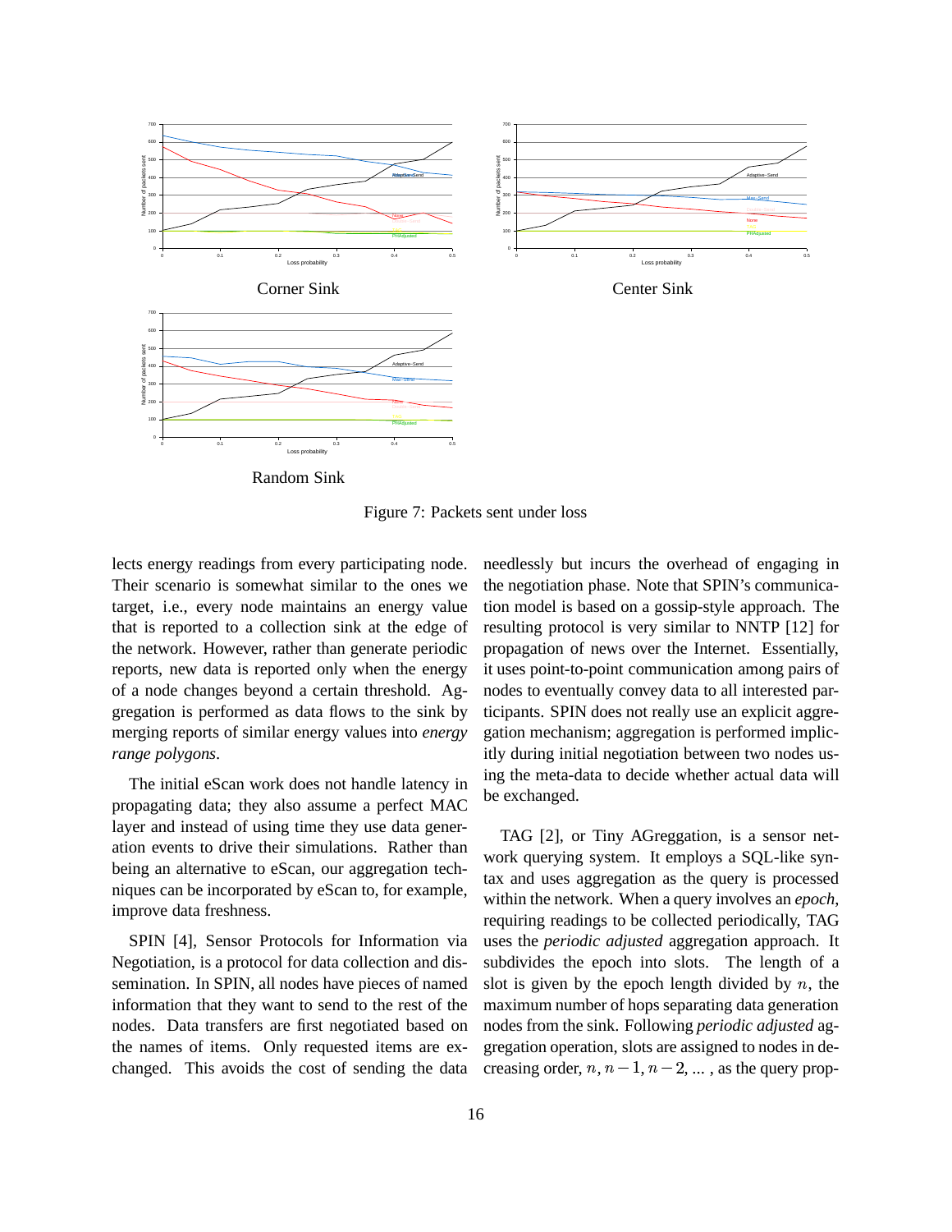Corner Sink

Center Sink

Random Sink

Figure 7: Packets sent under loss

lects energy readings from every participating node. Their scenario is somewhat similar to the ones we target, i.e., every node maintains an energy value that is reported to a collection sink at the edge of the network. However, rather than generate periodic reports, new data is reported only when the energy of a node changes beyond a certain threshold. Aggregation is performed as data flows to the sink by merging reports of similar energy values into *energy range polygons*.

The initial eScan work does not handle latency in propagating data; they also assume a perfect MAC layer and instead of using time they use data generation events to drive their simulations. Rather than being an alternative to eScan, our aggregation techniques can be incorporated by eScan to, for example, improve data freshness.

SPIN [4], Sensor Protocols for Information via Negotiation, is a protocol for data collection and dissemination. In SPIN, all nodes have pieces of named information that they want to send to the rest of the nodes. Data transfers are first negotiated based on the names of items. Only requested items are exchanged. This avoids the cost of sending the data needlessly but incurs the overhead of engaging in the negotiation phase. Note that SPIN's communication model is based on a gossip-style approach. The resulting protocol is very similar to NNTP [12] for propagation of news over the Internet. Essentially, it uses point-to-point communication among pairs of nodes to eventually convey data to all interested participants. SPIN does not really use an explicit aggregation mechanism; aggregation is performed implicitly during initial negotiation between two nodes using the meta-data to decide whether actual data will be exchanged.

TAG [2], or Tiny AGreggation, is a sensor network querying system. It employs a SQL-like syntax and uses aggregation as the query is processed within the network. When a query involves an *epoch*, requiring readings to be collected periodically, TAG uses the *periodic adjusted* aggregation approach. It subdivides the epoch into slots. The length of a slot is given by the epoch length divided by $n$, the maximum number of hops separating data generation nodes from the sink. Following *periodic adjusted* aggregation operation, slots are assigned to nodes in decreasing order, $n, n-1, n-2, \ldots$ , as the query prop-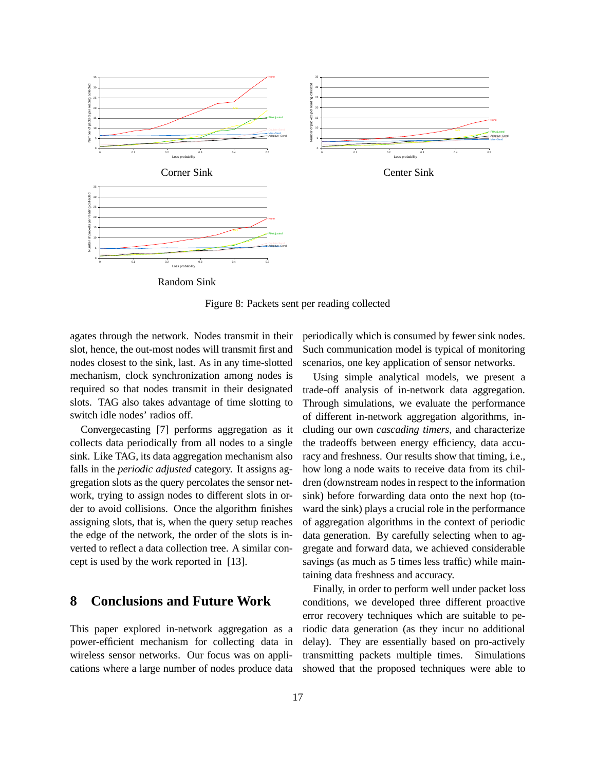Number of packets per reading collected

Loss probability

None

PiAdjusted

Max-Send

Adaptive-Send

Corner Sink

Number of packets per reading collected

Loss probability

None

PiAdjusted

Adaptive-Send

Max-Send

Center Sink

Number of packets per reading collected

Loss probability

None

PiAdjusted

Adaptive-Send

Random Sink

Figure 8: Packets sent per reading collected

agates through the network. Nodes transmit in their slot, hence, the out-most nodes will transmit first and nodes closest to the sink, last. As in any time-slotted mechanism, clock synchronization among nodes is required so that nodes transmit in their designated slots. TAG also takes advantage of time slotting to switch idle nodes' radios off.

Convergecasting [7] performs aggregation as it collects data periodically from all nodes to a single sink. Like TAG, its data aggregation mechanism also falls in the *periodic adjusted* category. It assigns aggregation slots as the query percolates the sensor network, trying to assign nodes to different slots in order to avoid collisions. Once the algorithm finishes assigning slots, that is, when the query setup reaches the edge of the network, the order of the slots is inverted to reflect a data collection tree. A similar concept is used by the work reported in [13].

## 8 Conclusions and Future Work

This paper explored in-network aggregation as a power-efficient mechanism for collecting data in wireless sensor networks. Our focus was on applications where a large number of nodes produce data periodically which is consumed by fewer sink nodes. Such communication model is typical of monitoring scenarios, one key application of sensor networks.

Using simple analytical models, we present a trade-off analysis of in-network data aggregation. Through simulations, we evaluate the performance of different in-network aggregation algorithms, including our own *cascading timers*, and characterize the tradeoffs between energy efficiency, data accuracy and freshness. Our results show that timing, i.e., how long a node waits to receive data from its children (downstream nodes in respect to the information sink) before forwarding data onto the next hop (toward the sink) plays a crucial role in the performance of aggregation algorithms in the context of periodic data generation. By carefully selecting when to aggregate and forward data, we achieved considerable savings (as much as 5 times less traffic) while maintaining data freshness and accuracy.

Finally, in order to perform well under packet loss conditions, we developed three different proactive error recovery techniques which are suitable to periodic data generation (as they incur no additional delay). They are essentially based on pro-actively transmitting packets multiple times. Simulations showed that the proposed techniques were able to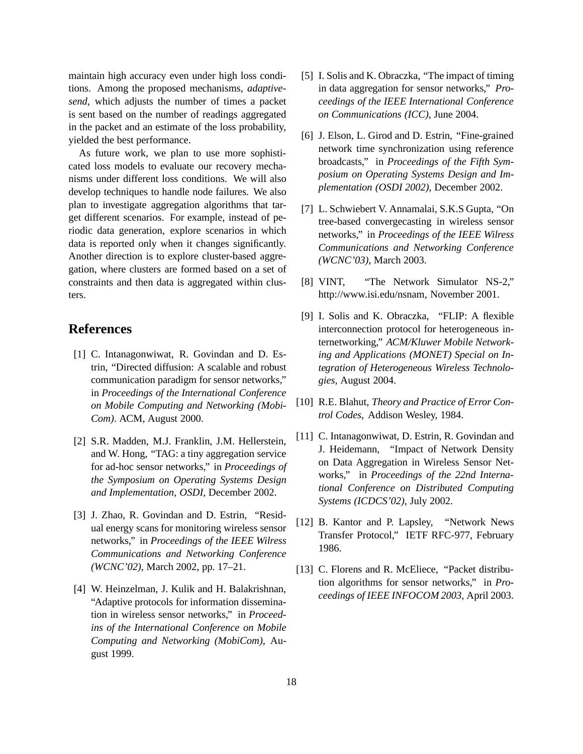maintain high accuracy even under high loss conditions. Among the proposed mechanisms, *adaptive-send*, which adjusts the number of times a packet is sent based on the number of readings aggregated in the packet and an estimate of the loss probability, yielded the best performance.

As future work, we plan to use more sophisticated loss models to evaluate our recovery mechanisms under different loss conditions. We will also develop techniques to handle node failures. We also plan to investigate aggregation algorithms that target different scenarios. For example, instead of periodic data generation, explore scenarios in which data is reported only when it changes significantly. Another direction is to explore cluster-based aggregation, where clusters are formed based on a set of constraints and then data is aggregated within clusters.

## References

[1] C. Intanagonwiwat, R. Govindan and D. Estrin, "Directed diffusion: A scalable and robust communication paradigm for sensor networks," in *Proceedings of the International Conference on Mobile Computing and Networking (MobiCom)*. ACM, August 2000.

[2] S.R. Madden, M.J. Franklin, J.M. Hellerstein, and W. Hong, "TAG: a tiny aggregation service for ad-hoc sensor networks," in *Proceedings of the Symposium on Operating Systems Design and Implementation, OSDI*, December 2002.

[3] J. Zhao, R. Govindan and D. Estrin, "Residual energy scans for monitoring wireless sensor networks," in *Proceedings of the IEEE Wilress Communications and Networking Conference (WCNC'02)*, March 2002, pp. 17–21.

[4] W. Heinzelman, J. Kulik and H. Balakrishnan, "Adaptive protocols for information dissemination in wireless sensor networks," in *Proceedins of the International Conference on Mobile Computing and Networking (MobiCom)*, August 1999.

[5] I. Solis and K. Obraczka, "The impact of timing in data aggregation for sensor networks," *Proceedings of the IEEE International Conference on Communications (ICC)*, June 2004.

[6] J. Elson, L. Girod and D. Estrin, "Fine-grained network time synchronization using reference broadcasts," in *Proceedings of the Fifth Symposium on Operating Systems Design and Implementation (OSDI 2002)*, December 2002.

[7] L. Schwiebert V. Annamalai, S.K.S Gupta, "On tree-based convergecasting in wireless sensor networks," in *Proceedings of the IEEE Wilress Communications and Networking Conference (WCNC'03)*, March 2003.

[8] VINT, "The Network Simulator NS-2," http://www.isi.edu/nsnam, November 2001.

[9] I. Solis and K. Obraczka, "FLIP: A flexible interconnection protocol for heterogeneous internetworking," *ACM/Kluwer Mobile Networking and Applications (MONET) Special on Integration of Heterogeneous Wireless Technologies*, August 2004.

[10] R.E. Blahut, *Theory and Practice of Error Control Codes*, Addison Wesley, 1984.

[11] C. Intanagonwiwat, D. Estrin, R. Govindan and J. Heidemann, "Impact of Network Density on Data Aggregation in Wireless Sensor Networks," in *Proceedings of the 22nd International Conference on Distributed Computing Systems (ICDCS'02)*, July 2002.

[12] B. Kantor and P. Lapsley, "Network News Transfer Protocol," IETF RFC-977, February 1986.

[13] C. Florens and R. McEliece, "Packet distribution algorithms for sensor networks," in *Proceedings of IEEE INFOCOM 2003*, April 2003.